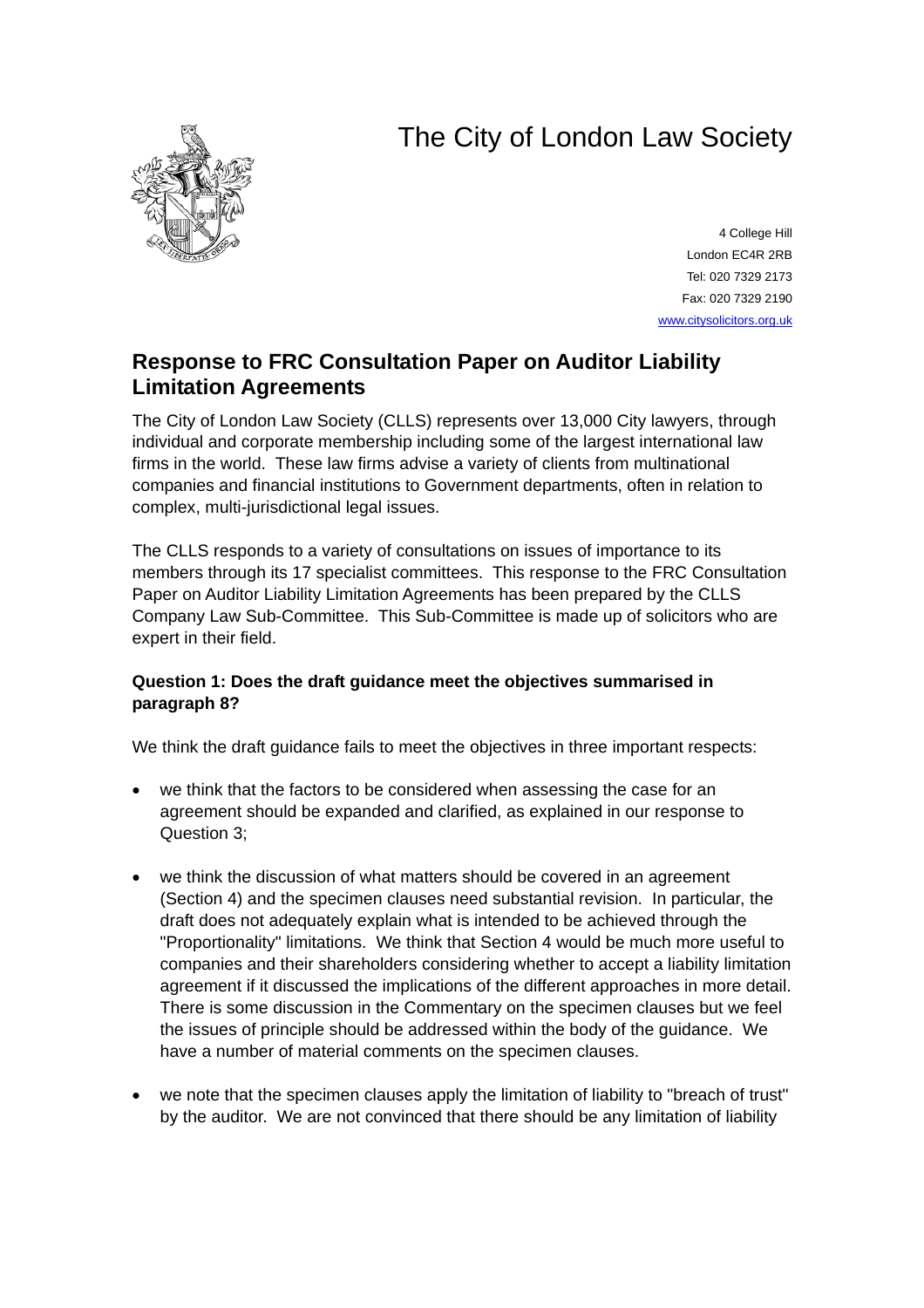# The City of London Law Society

4 College Hill
London EC4R 2RB
Tel: 020 7329 2173
Fax: 020 7329 2190
www.citysolicitors.org.uk

## Response to FRC Consultation Paper on Auditor Liability Limitation Agreements

The City of London Law Society (CLLS) represents over 13,000 City lawyers, through individual and corporate membership including some of the largest international law firms in the world. These law firms advise a variety of clients from multinational companies and financial institutions to Government departments, often in relation to complex, multi-jurisdictional legal issues.

The CLLS responds to a variety of consultations on issues of importance to its members through its 17 specialist committees. This response to the FRC Consultation Paper on Auditor Liability Limitation Agreements has been prepared by the CLLS Company Law Sub-Committee. This Sub-Committee is made up of solicitors who are expert in their field.

**Question 1: Does the draft guidance meet the objectives summarised in paragraph 8?**

We think the draft guidance fails to meet the objectives in three important respects:

- we think that the factors to be considered when assessing the case for an agreement should be expanded and clarified, as explained in our response to Question 3;
- we think the discussion of what matters should be covered in an agreement (Section 4) and the specimen clauses need substantial revision. In particular, the draft does not adequately explain what is intended to be achieved through the "Proportionality" limitations. We think that Section 4 would be much more useful to companies and their shareholders considering whether to accept a liability limitation agreement if it discussed the implications of the different approaches in more detail. There is some discussion in the Commentary on the specimen clauses but we feel the issues of principle should be addressed within the body of the guidance. We have a number of material comments on the specimen clauses.
- we note that the specimen clauses apply the limitation of liability to "breach of trust" by the auditor. We are not convinced that there should be any limitation of liability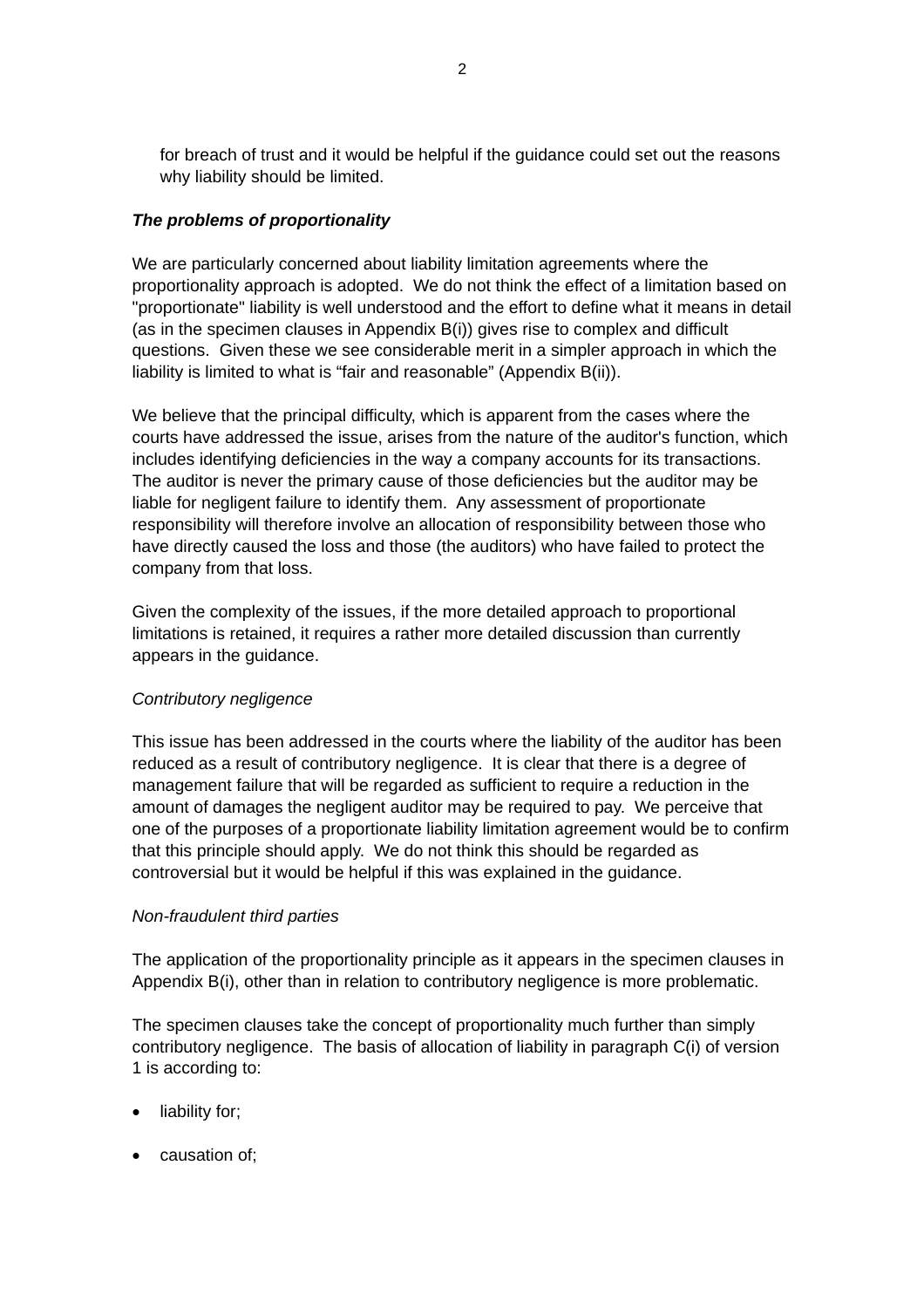for breach of trust and it would be helpful if the guidance could set out the reasons why liability should be limited.

### ***The problems of proportionality***

We are particularly concerned about liability limitation agreements where the proportionality approach is adopted. We do not think the effect of a limitation based on "proportionate" liability is well understood and the effort to define what it means in detail (as in the specimen clauses in Appendix B(i)) gives rise to complex and difficult questions. Given these we see considerable merit in a simpler approach in which the liability is limited to what is “fair and reasonable” (Appendix B(ii)).

We believe that the principal difficulty, which is apparent from the cases where the courts have addressed the issue, arises from the nature of the auditor's function, which includes identifying deficiencies in the way a company accounts for its transactions. The auditor is never the primary cause of those deficiencies but the auditor may be liable for negligent failure to identify them. Any assessment of proportionate responsibility will therefore involve an allocation of responsibility between those who have directly caused the loss and those (the auditors) who have failed to protect the company from that loss.

Given the complexity of the issues, if the more detailed approach to proportional limitations is retained, it requires a rather more detailed discussion than currently appears in the guidance.

*Contributory negligence*

This issue has been addressed in the courts where the liability of the auditor has been reduced as a result of contributory negligence. It is clear that there is a degree of management failure that will be regarded as sufficient to require a reduction in the amount of damages the negligent auditor may be required to pay. We perceive that one of the purposes of a proportionate liability limitation agreement would be to confirm that this principle should apply. We do not think this should be regarded as controversial but it would be helpful if this was explained in the guidance.

*Non-fraudulent third parties*

The application of the proportionality principle as it appears in the specimen clauses in Appendix B(i), other than in relation to contributory negligence is more problematic.

The specimen clauses take the concept of proportionality much further than simply contributory negligence. The basis of allocation of liability in paragraph C(i) of version 1 is according to:

- liability for;
- causation of;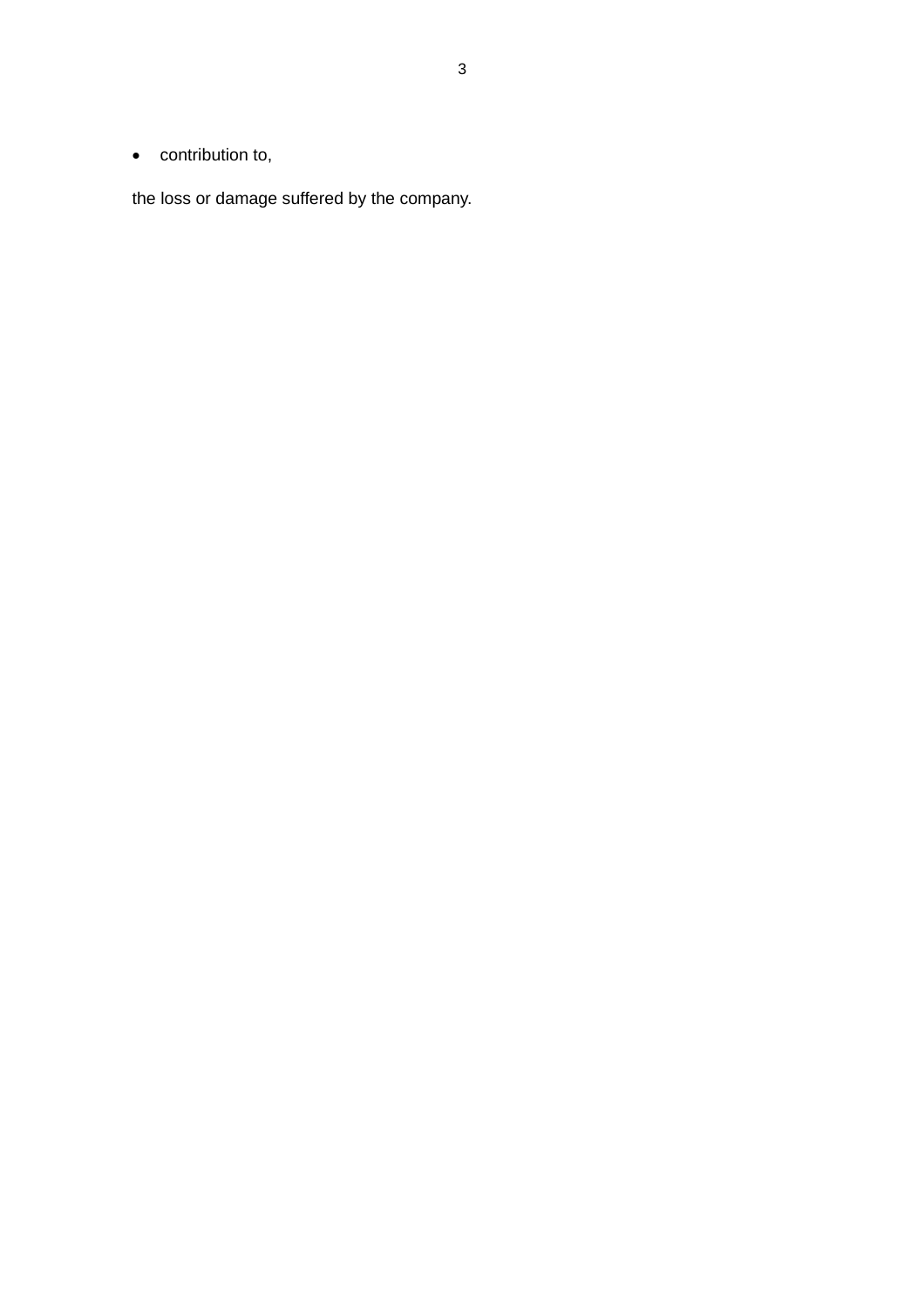- contribution to,

the loss or damage suffered by the company.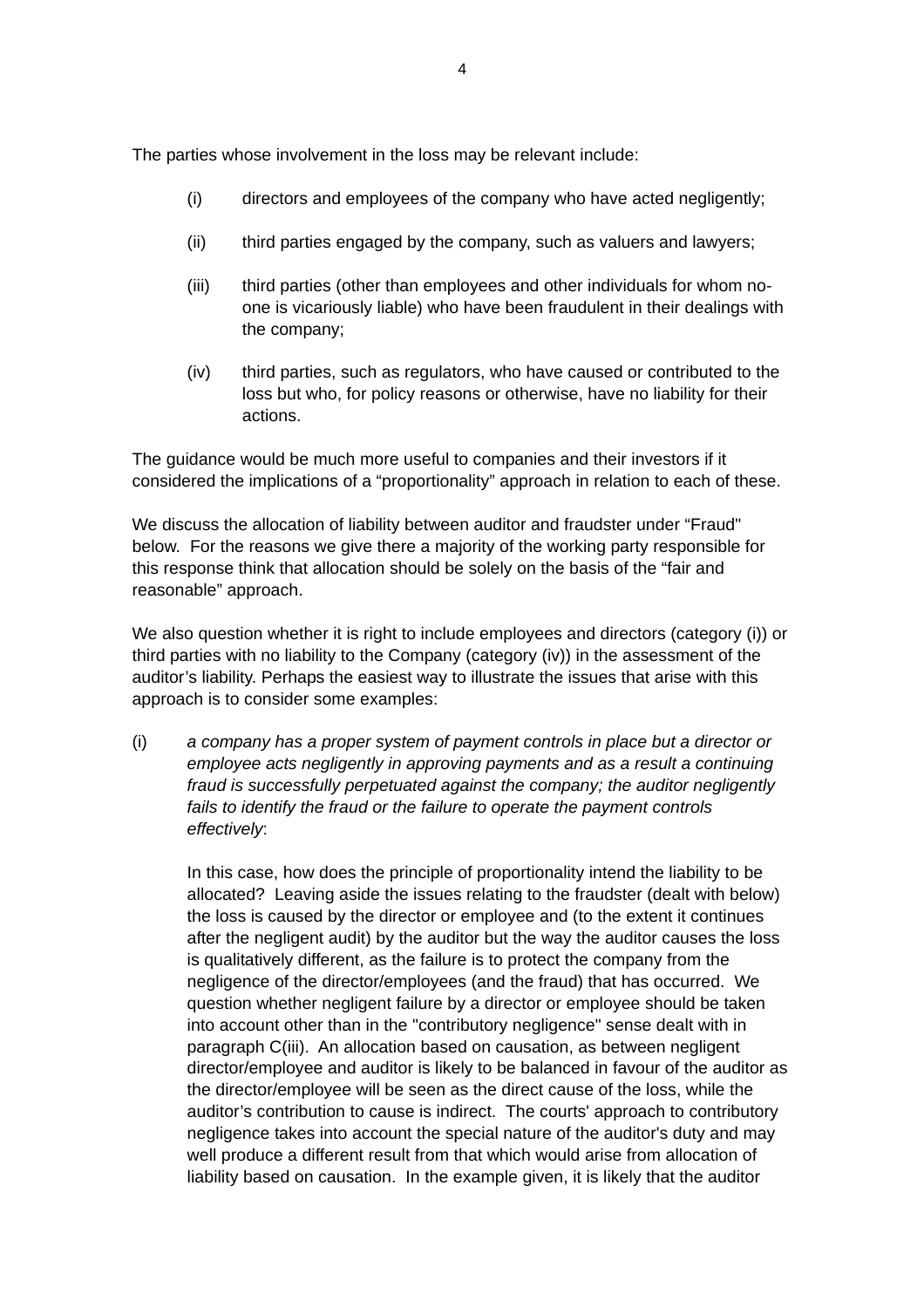The parties whose involvement in the loss may be relevant include:

- (i) directors and employees of the company who have acted negligently;
- (ii) third parties engaged by the company, such as valuers and lawyers;
- (iii) third parties (other than employees and other individuals for whom no-one is vicariously liable) who have been fraudulent in their dealings with the company;
- (iv) third parties, such as regulators, who have caused or contributed to the loss but who, for policy reasons or otherwise, have no liability for their actions.

The guidance would be much more useful to companies and their investors if it considered the implications of a "proportionality" approach in relation to each of these.

We discuss the allocation of liability between auditor and fraudster under "Fraud" below. For the reasons we give there a majority of the working party responsible for this response think that allocation should be solely on the basis of the "fair and reasonable" approach.

We also question whether it is right to include employees and directors (category (i)) or third parties with no liability to the Company (category (iv)) in the assessment of the auditor's liability. Perhaps the easiest way to illustrate the issues that arise with this approach is to consider some examples:

(i) *a company has a proper system of payment controls in place but a director or employee acts negligently in approving payments and as a result a continuing fraud is successfully perpetuated against the company; the auditor negligently fails to identify the fraud or the failure to operate the payment controls effectively*:

In this case, how does the principle of proportionality intend the liability to be allocated? Leaving aside the issues relating to the fraudster (dealt with below) the loss is caused by the director or employee and (to the extent it continues after the negligent audit) by the auditor but the way the auditor causes the loss is qualitatively different, as the failure is to protect the company from the negligence of the director/employees (and the fraud) that has occurred. We question whether negligent failure by a director or employee should be taken into account other than in the "contributory negligence" sense dealt with in paragraph C(iii). An allocation based on causation, as between negligent director/employee and auditor is likely to be balanced in favour of the auditor as the director/employee will be seen as the direct cause of the loss, while the auditor's contribution to cause is indirect. The courts' approach to contributory negligence takes into account the special nature of the auditor's duty and may well produce a different result from that which would arise from allocation of liability based on causation. In the example given, it is likely that the auditor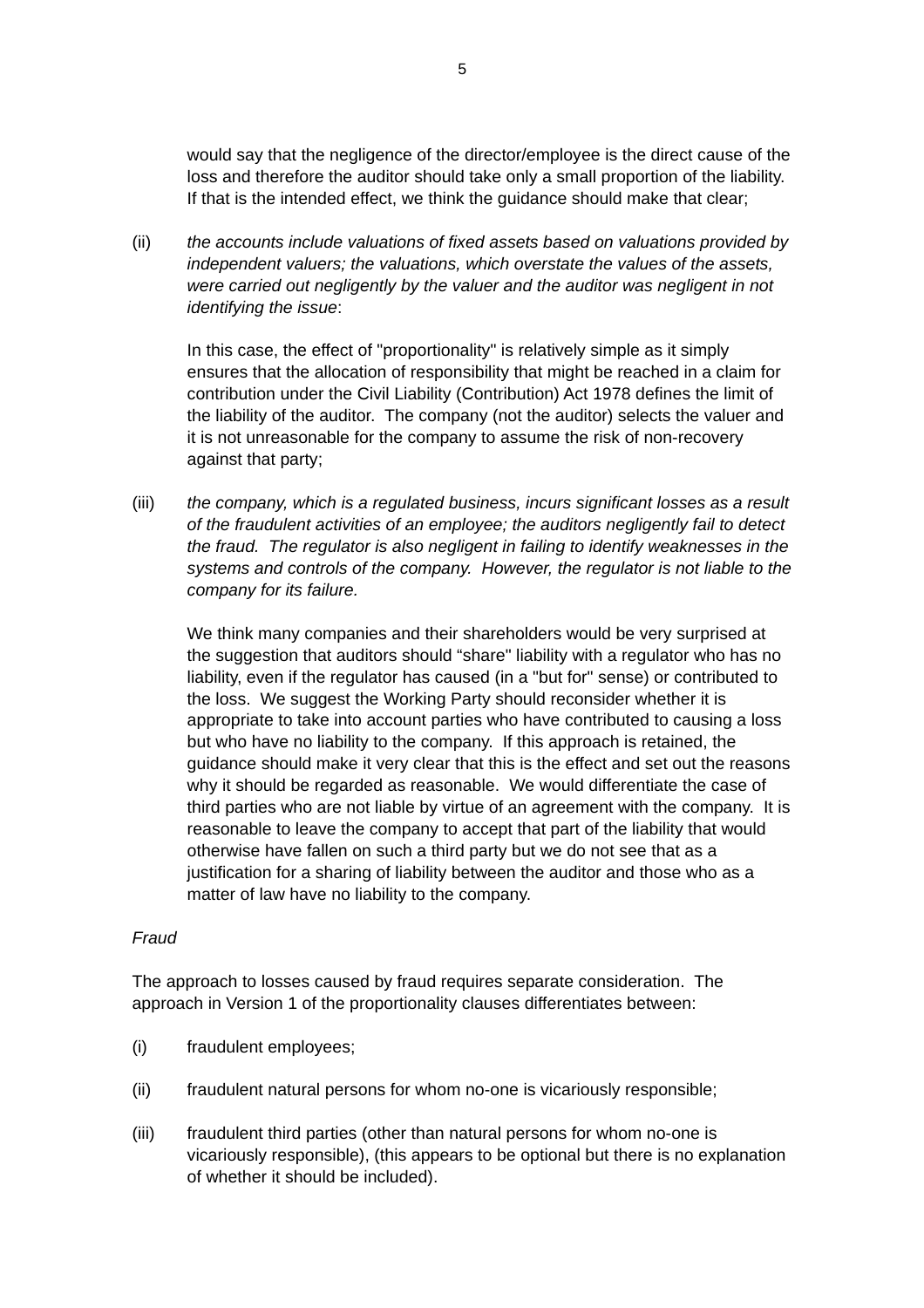would say that the negligence of the director/employee is the direct cause of the loss and therefore the auditor should take only a small proportion of the liability. If that is the intended effect, we think the guidance should make that clear;

(ii) *the accounts include valuations of fixed assets based on valuations provided by independent valuers; the valuations, which overstate the values of the assets, were carried out negligently by the valuer and the auditor was negligent in not identifying the issue*:

In this case, the effect of "proportionality" is relatively simple as it simply ensures that the allocation of responsibility that might be reached in a claim for contribution under the Civil Liability (Contribution) Act 1978 defines the limit of the liability of the auditor. The company (not the auditor) selects the valuer and it is not unreasonable for the company to assume the risk of non-recovery against that party;

(iii) *the company, which is a regulated business, incurs significant losses as a result of the fraudulent activities of an employee; the auditors negligently fail to detect the fraud. The regulator is also negligent in failing to identify weaknesses in the systems and controls of the company. However, the regulator is not liable to the company for its failure.*

We think many companies and their shareholders would be very surprised at the suggestion that auditors should "share" liability with a regulator who has no liability, even if the regulator has caused (in a "but for" sense) or contributed to the loss. We suggest the Working Party should reconsider whether it is appropriate to take into account parties who have contributed to causing a loss but who have no liability to the company. If this approach is retained, the guidance should make it very clear that this is the effect and set out the reasons why it should be regarded as reasonable. We would differentiate the case of third parties who are not liable by virtue of an agreement with the company. It is reasonable to leave the company to accept that part of the liability that would otherwise have fallen on such a third party but we do not see that as a justification for a sharing of liability between the auditor and those who as a matter of law have no liability to the company.

*Fraud*

The approach to losses caused by fraud requires separate consideration. The approach in Version 1 of the proportionality clauses differentiates between:

(i) fraudulent employees;

(ii) fraudulent natural persons for whom no-one is vicariously responsible;

(iii) fraudulent third parties (other than natural persons for whom no-one is vicariously responsible), (this appears to be optional but there is no explanation of whether it should be included).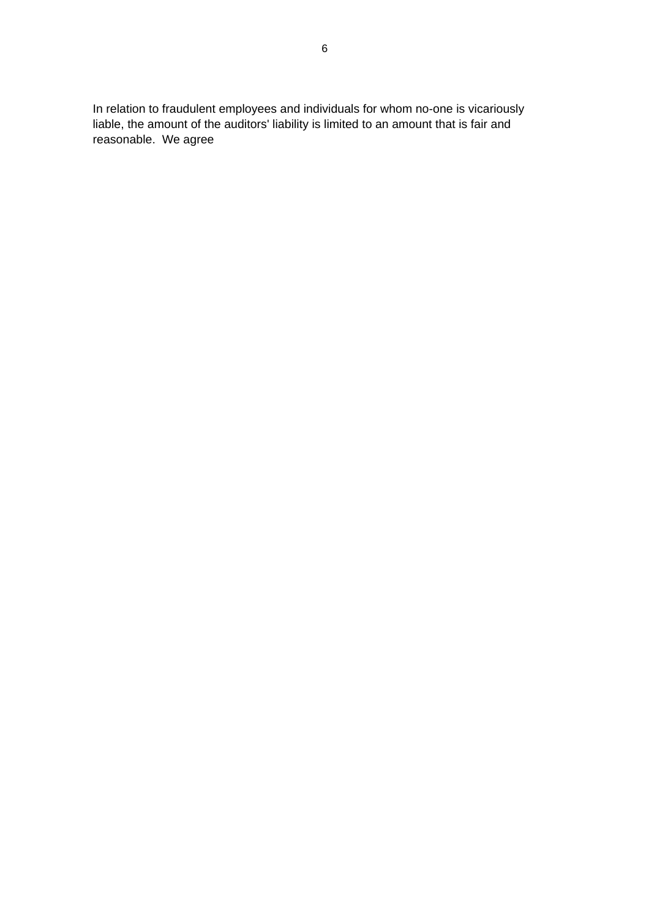In relation to fraudulent employees and individuals for whom no-one is vicariously liable, the amount of the auditors' liability is limited to an amount that is fair and reasonable. We agree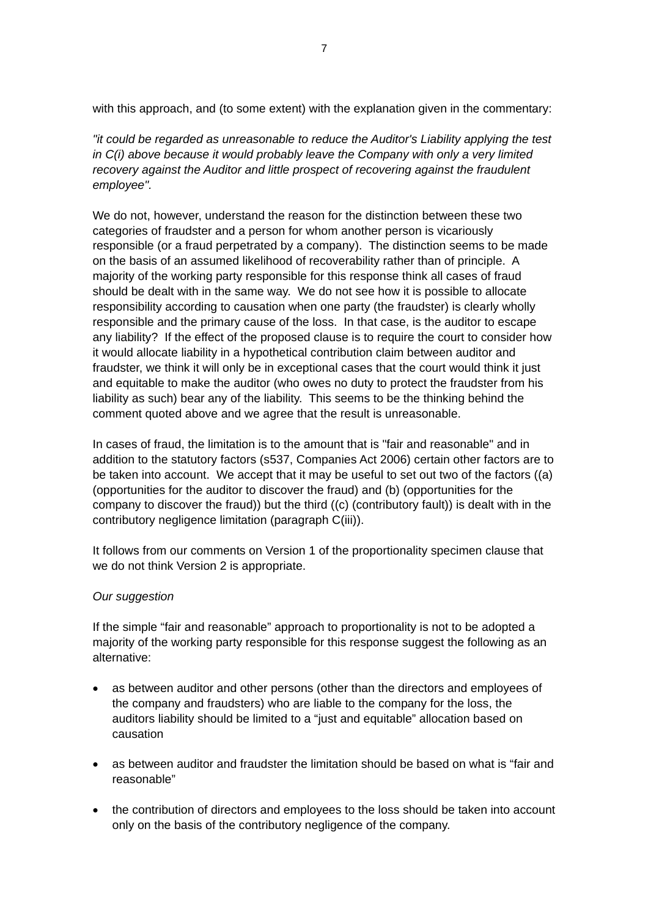with this approach, and (to some extent) with the explanation given in the commentary:

*"it could be regarded as unreasonable to reduce the Auditor's Liability applying the test in C(i) above because it would probably leave the Company with only a very limited recovery against the Auditor and little prospect of recovering against the fraudulent employee".*

We do not, however, understand the reason for the distinction between these two categories of fraudster and a person for whom another person is vicariously responsible (or a fraud perpetrated by a company). The distinction seems to be made on the basis of an assumed likelihood of recoverability rather than of principle. A majority of the working party responsible for this response think all cases of fraud should be dealt with in the same way. We do not see how it is possible to allocate responsibility according to causation when one party (the fraudster) is clearly wholly responsible and the primary cause of the loss. In that case, is the auditor to escape any liability? If the effect of the proposed clause is to require the court to consider how it would allocate liability in a hypothetical contribution claim between auditor and fraudster, we think it will only be in exceptional cases that the court would think it just and equitable to make the auditor (who owes no duty to protect the fraudster from his liability as such) bear any of the liability. This seems to be the thinking behind the comment quoted above and we agree that the result is unreasonable.

In cases of fraud, the limitation is to the amount that is "fair and reasonable" and in addition to the statutory factors (s537, Companies Act 2006) certain other factors are to be taken into account. We accept that it may be useful to set out two of the factors ((a) (opportunities for the auditor to discover the fraud) and (b) (opportunities for the company to discover the fraud)) but the third ((c) (contributory fault)) is dealt with in the contributory negligence limitation (paragraph C(iii)).

It follows from our comments on Version 1 of the proportionality specimen clause that we do not think Version 2 is appropriate.

*Our suggestion*

If the simple "fair and reasonable" approach to proportionality is not to be adopted a majority of the working party responsible for this response suggest the following as an alternative:

- as between auditor and other persons (other than the directors and employees of the company and fraudsters) who are liable to the company for the loss, the auditors liability should be limited to a "just and equitable" allocation based on causation
- as between auditor and fraudster the limitation should be based on what is "fair and reasonable"
- the contribution of directors and employees to the loss should be taken into account only on the basis of the contributory negligence of the company.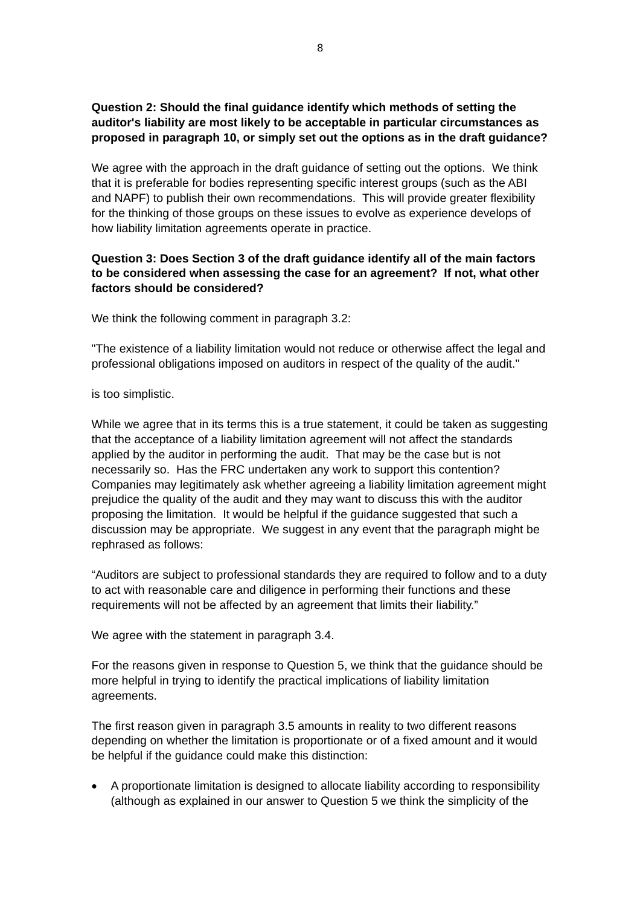**Question 2: Should the final guidance identify which methods of setting the auditor's liability are most likely to be acceptable in particular circumstances as proposed in paragraph 10, or simply set out the options as in the draft guidance?**

We agree with the approach in the draft guidance of setting out the options. We think that it is preferable for bodies representing specific interest groups (such as the ABI and NAPF) to publish their own recommendations. This will provide greater flexibility for the thinking of those groups on these issues to evolve as experience develops of how liability limitation agreements operate in practice.

**Question 3: Does Section 3 of the draft guidance identify all of the main factors to be considered when assessing the case for an agreement? If not, what other factors should be considered?**

We think the following comment in paragraph 3.2:

"The existence of a liability limitation would not reduce or otherwise affect the legal and professional obligations imposed on auditors in respect of the quality of the audit."

is too simplistic.

While we agree that in its terms this is a true statement, it could be taken as suggesting that the acceptance of a liability limitation agreement will not affect the standards applied by the auditor in performing the audit. That may be the case but is not necessarily so. Has the FRC undertaken any work to support this contention? Companies may legitimately ask whether agreeing a liability limitation agreement might prejudice the quality of the audit and they may want to discuss this with the auditor proposing the limitation. It would be helpful if the guidance suggested that such a discussion may be appropriate. We suggest in any event that the paragraph might be rephrased as follows:

“Auditors are subject to professional standards they are required to follow and to a duty to act with reasonable care and diligence in performing their functions and these requirements will not be affected by an agreement that limits their liability.”

We agree with the statement in paragraph 3.4.

For the reasons given in response to Question 5, we think that the guidance should be more helpful in trying to identify the practical implications of liability limitation agreements.

The first reason given in paragraph 3.5 amounts in reality to two different reasons depending on whether the limitation is proportionate or of a fixed amount and it would be helpful if the guidance could make this distinction:

- A proportionate limitation is designed to allocate liability according to responsibility (although as explained in our answer to Question 5 we think the simplicity of the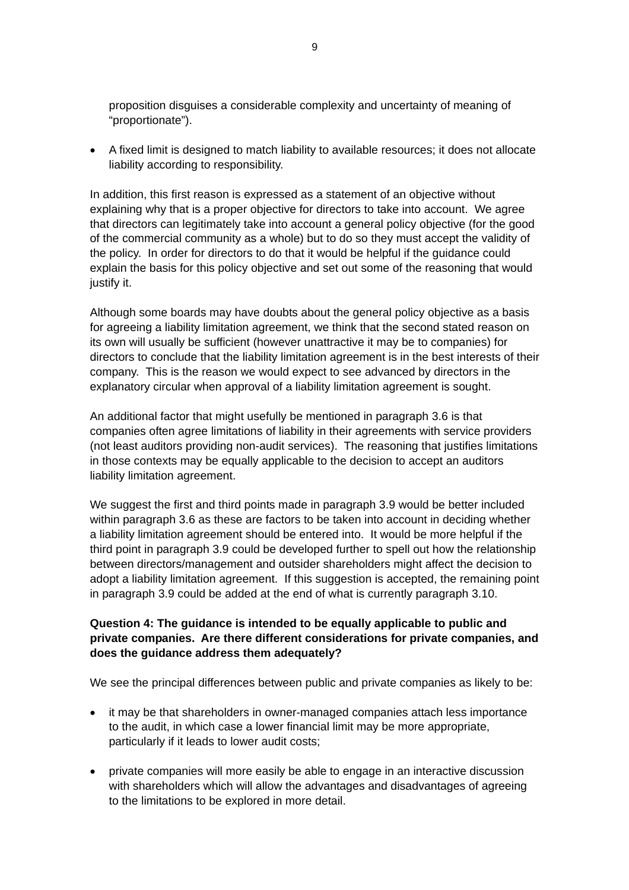proposition disguises a considerable complexity and uncertainty of meaning of "proportionate").

- A fixed limit is designed to match liability to available resources; it does not allocate liability according to responsibility.

In addition, this first reason is expressed as a statement of an objective without explaining why that is a proper objective for directors to take into account. We agree that directors can legitimately take into account a general policy objective (for the good of the commercial community as a whole) but to do so they must accept the validity of the policy. In order for directors to do that it would be helpful if the guidance could explain the basis for this policy objective and set out some of the reasoning that would justify it.

Although some boards may have doubts about the general policy objective as a basis for agreeing a liability limitation agreement, we think that the second stated reason on its own will usually be sufficient (however unattractive it may be to companies) for directors to conclude that the liability limitation agreement is in the best interests of their company. This is the reason we would expect to see advanced by directors in the explanatory circular when approval of a liability limitation agreement is sought.

An additional factor that might usefully be mentioned in paragraph 3.6 is that companies often agree limitations of liability in their agreements with service providers (not least auditors providing non-audit services). The reasoning that justifies limitations in those contexts may be equally applicable to the decision to accept an auditors liability limitation agreement.

We suggest the first and third points made in paragraph 3.9 would be better included within paragraph 3.6 as these are factors to be taken into account in deciding whether a liability limitation agreement should be entered into. It would be more helpful if the third point in paragraph 3.9 could be developed further to spell out how the relationship between directors/management and outsider shareholders might affect the decision to adopt a liability limitation agreement. If this suggestion is accepted, the remaining point in paragraph 3.9 could be added at the end of what is currently paragraph 3.10.

**Question 4: The guidance is intended to be equally applicable to public and private companies. Are there different considerations for private companies, and does the guidance address them adequately?**

We see the principal differences between public and private companies as likely to be:

- it may be that shareholders in owner-managed companies attach less importance to the audit, in which case a lower financial limit may be more appropriate, particularly if it leads to lower audit costs;

- private companies will more easily be able to engage in an interactive discussion with shareholders which will allow the advantages and disadvantages of agreeing to the limitations to be explored in more detail.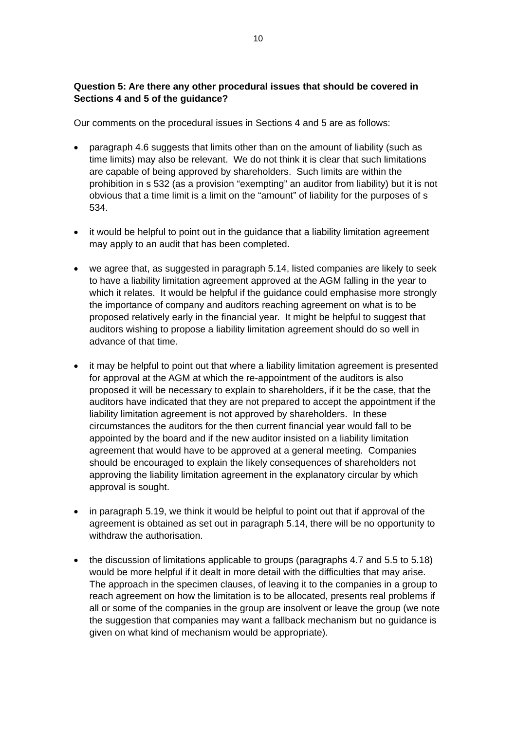**Question 5: Are there any other procedural issues that should be covered in Sections 4 and 5 of the guidance?**

Our comments on the procedural issues in Sections 4 and 5 are as follows:

- paragraph 4.6 suggests that limits other than on the amount of liability (such as time limits) may also be relevant. We do not think it is clear that such limitations are capable of being approved by shareholders. Such limits are within the prohibition in s 532 (as a provision "exempting" an auditor from liability) but it is not obvious that a time limit is a limit on the "amount" of liability for the purposes of s 534.

- it would be helpful to point out in the guidance that a liability limitation agreement may apply to an audit that has been completed.

- we agree that, as suggested in paragraph 5.14, listed companies are likely to seek to have a liability limitation agreement approved at the AGM falling in the year to which it relates. It would be helpful if the guidance could emphasise more strongly the importance of company and auditors reaching agreement on what is to be proposed relatively early in the financial year. It might be helpful to suggest that auditors wishing to propose a liability limitation agreement should do so well in advance of that time.

- it may be helpful to point out that where a liability limitation agreement is presented for approval at the AGM at which the re-appointment of the auditors is also proposed it will be necessary to explain to shareholders, if it be the case, that the auditors have indicated that they are not prepared to accept the appointment if the liability limitation agreement is not approved by shareholders. In these circumstances the auditors for the then current financial year would fall to be appointed by the board and if the new auditor insisted on a liability limitation agreement that would have to be approved at a general meeting. Companies should be encouraged to explain the likely consequences of shareholders not approving the liability limitation agreement in the explanatory circular by which approval is sought.

- in paragraph 5.19, we think it would be helpful to point out that if approval of the agreement is obtained as set out in paragraph 5.14, there will be no opportunity to withdraw the authorisation.

- the discussion of limitations applicable to groups (paragraphs 4.7 and 5.5 to 5.18) would be more helpful if it dealt in more detail with the difficulties that may arise. The approach in the specimen clauses, of leaving it to the companies in a group to reach agreement on how the limitation is to be allocated, presents real problems if all or some of the companies in the group are insolvent or leave the group (we note the suggestion that companies may want a fallback mechanism but no guidance is given on what kind of mechanism would be appropriate).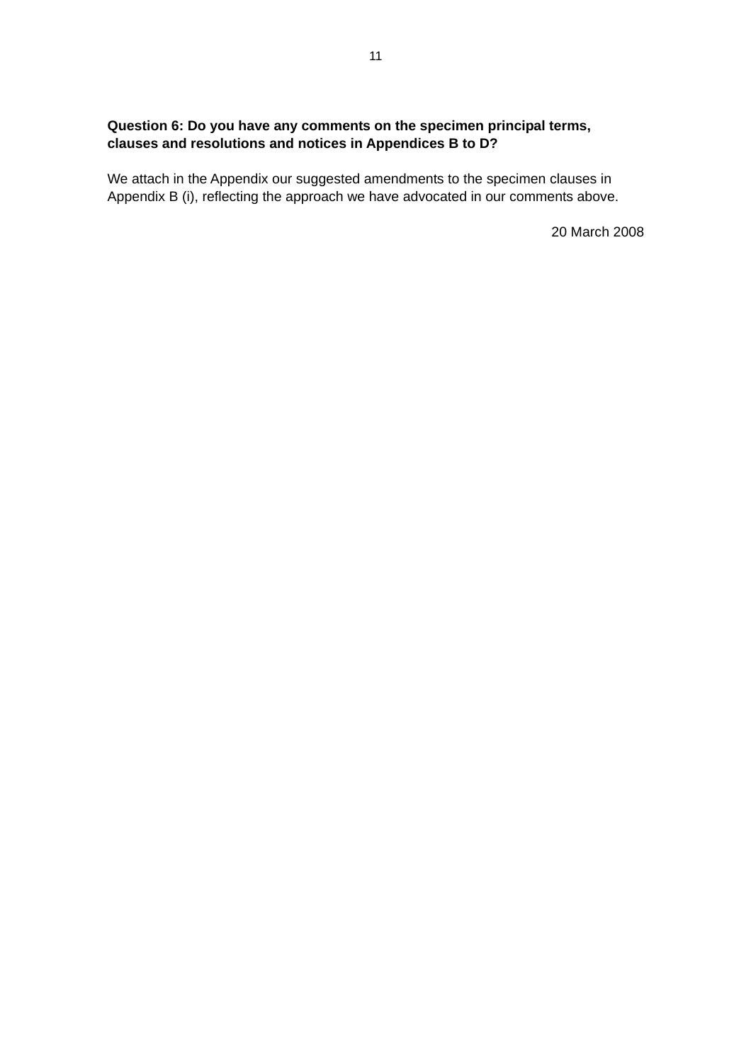**Question 6: Do you have any comments on the specimen principal terms, clauses and resolutions and notices in Appendices B to D?**

We attach in the Appendix our suggested amendments to the specimen clauses in Appendix B (i), reflecting the approach we have advocated in our comments above.

20 March 2008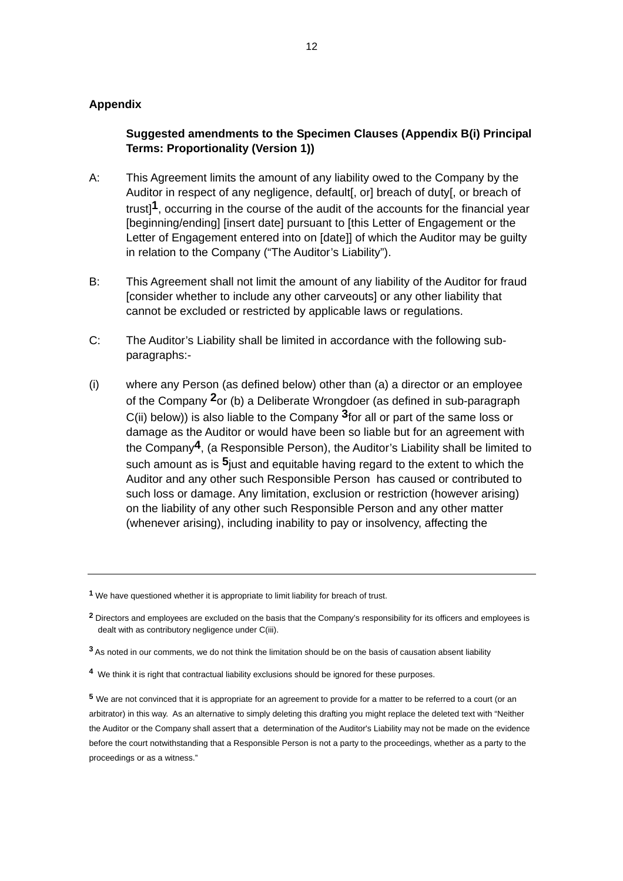**Appendix**

**Suggested amendments to the Specimen Clauses (Appendix B(i) Principal Terms: Proportionality (Version 1))**

A: This Agreement limits the amount of any liability owed to the Company by the Auditor in respect of any negligence, default[, or] breach of duty[, or breach of trust][1], occurring in the course of the audit of the accounts for the financial year [beginning/ending] [insert date] pursuant to [this Letter of Engagement or the Letter of Engagement entered into on [date]] of which the Auditor may be guilty in relation to the Company ("The Auditor's Liability").

B: This Agreement shall not limit the amount of any liability of the Auditor for fraud [consider whether to include any other carveouts] or any other liability that cannot be excluded or restricted by applicable laws or regulations.

C: The Auditor's Liability shall be limited in accordance with the following sub-paragraphs:-

(i) where any Person (as defined below) other than (a) a director or an employee of the Company [2]or (b) a Deliberate Wrongdoer (as defined in sub-paragraph C(ii) below)) is also liable to the Company [3]for all or part of the same loss or damage as the Auditor or would have been so liable but for an agreement with the Company[4], (a Responsible Person), the Auditor's Liability shall be limited to such amount as is [5]just and equitable having regard to the extent to which the Auditor and any other such Responsible Person has caused or contributed to such loss or damage. Any limitation, exclusion or restriction (however arising) on the liability of any other such Responsible Person and any other matter (whenever arising), including inability to pay or insolvency, affecting the

---

[1] We have questioned whether it is appropriate to limit liability for breach of trust.

[2] Directors and employees are excluded on the basis that the Company's responsibility for its officers and employees is dealt with as contributory negligence under C(iii).

[3] As noted in our comments, we do not think the limitation should be on the basis of causation absent liability

[4] We think it is right that contractual liability exclusions should be ignored for these purposes.

[5] We are not convinced that it is appropriate for an agreement to provide for a matter to be referred to a court (or an arbitrator) in this way. As an alternative to simply deleting this drafting you might replace the deleted text with "Neither the Auditor or the Company shall assert that a determination of the Auditor's Liability may not be made on the evidence before the court notwithstanding that a Responsible Person is not a party to the proceedings, whether as a party to the proceedings or as a witness."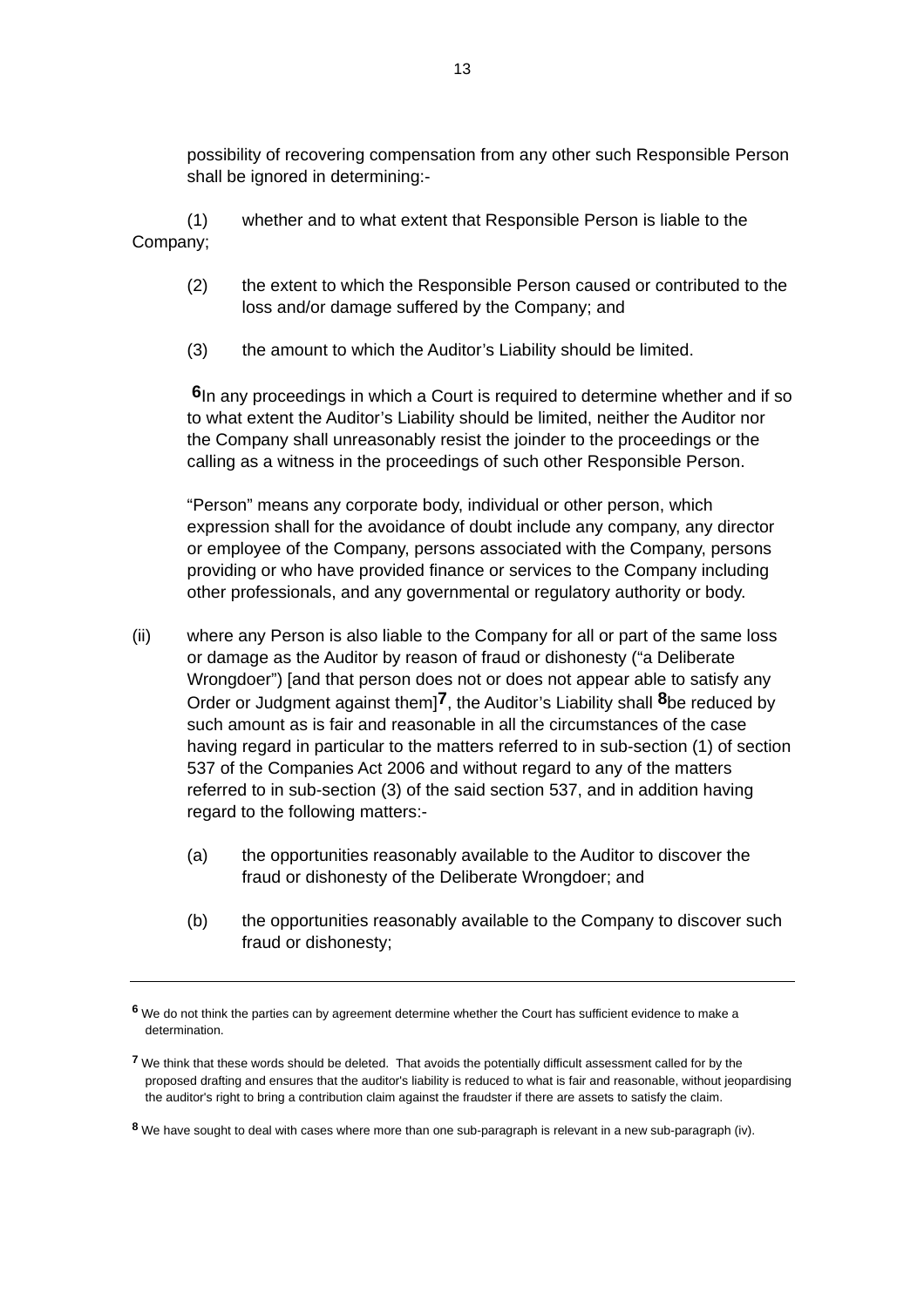possibility of recovering compensation from any other such Responsible Person shall be ignored in determining:-

(1) whether and to what extent that Responsible Person is liable to the Company;

(2) the extent to which the Responsible Person caused or contributed to the loss and/or damage suffered by the Company; and

(3) the amount to which the Auditor's Liability should be limited.

[6]In any proceedings in which a Court is required to determine whether and if so to what extent the Auditor's Liability should be limited, neither the Auditor nor the Company shall unreasonably resist the joinder to the proceedings or the calling as a witness in the proceedings of such other Responsible Person.

"Person" means any corporate body, individual or other person, which expression shall for the avoidance of doubt include any company, any director or employee of the Company, persons associated with the Company, persons providing or who have provided finance or services to the Company including other professionals, and any governmental or regulatory authority or body.

(ii) where any Person is also liable to the Company for all or part of the same loss or damage as the Auditor by reason of fraud or dishonesty ("a Deliberate Wrongdoer") [and that person does not or does not appear able to satisfy any Order or Judgment against them][7], the Auditor's Liability shall [8]be reduced by such amount as is fair and reasonable in all the circumstances of the case having regard in particular to the matters referred to in sub-section (1) of section 537 of the Companies Act 2006 and without regard to any of the matters referred to in sub-section (3) of the said section 537, and in addition having regard to the following matters:-

(a) the opportunities reasonably available to the Auditor to discover the fraud or dishonesty of the Deliberate Wrongdoer; and

(b) the opportunities reasonably available to the Company to discover such fraud or dishonesty;

---

[6] We do not think the parties can by agreement determine whether the Court has sufficient evidence to make a determination.

[7] We think that these words should be deleted. That avoids the potentially difficult assessment called for by the proposed drafting and ensures that the auditor's liability is reduced to what is fair and reasonable, without jeopardising the auditor's right to bring a contribution claim against the fraudster if there are assets to satisfy the claim.

[8] We have sought to deal with cases where more than one sub-paragraph is relevant in a new sub-paragraph (iv).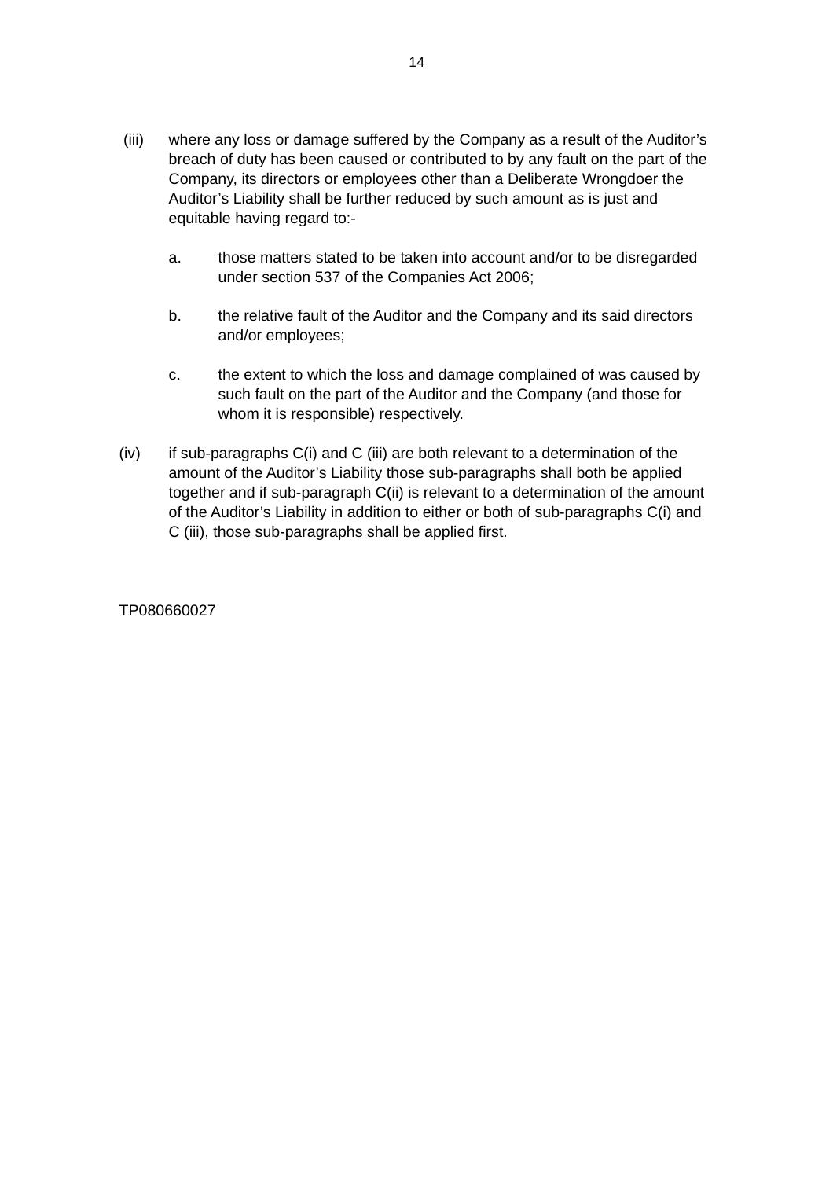(iii) where any loss or damage suffered by the Company as a result of the Auditor's breach of duty has been caused or contributed to by any fault on the part of the Company, its directors or employees other than a Deliberate Wrongdoer the Auditor's Liability shall be further reduced by such amount as is just and equitable having regard to:-

  a. those matters stated to be taken into account and/or to be disregarded under section 537 of the Companies Act 2006;

  b. the relative fault of the Auditor and the Company and its said directors and/or employees;

  c. the extent to which the loss and damage complained of was caused by such fault on the part of the Auditor and the Company (and those for whom it is responsible) respectively.

(iv) if sub-paragraphs C(i) and C (iii) are both relevant to a determination of the amount of the Auditor's Liability those sub-paragraphs shall both be applied together and if sub-paragraph C(ii) is relevant to a determination of the amount of the Auditor's Liability in addition to either or both of sub-paragraphs C(i) and C (iii), those sub-paragraphs shall be applied first.

TP080660027